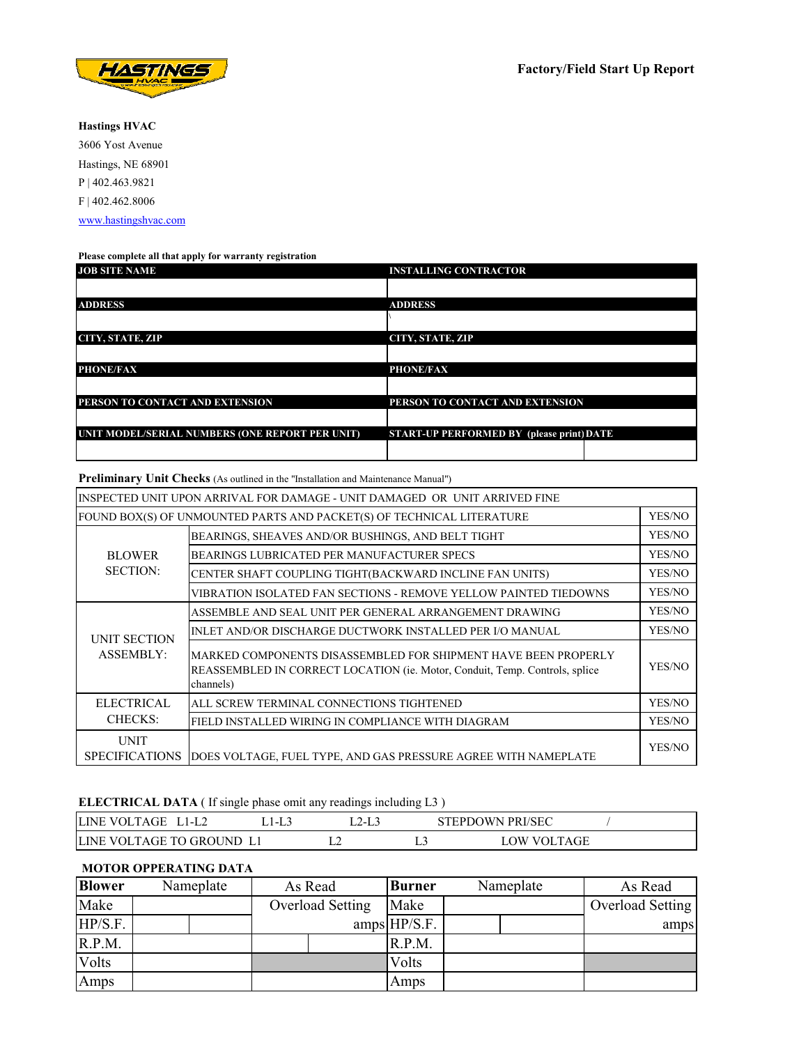**Factory/Field Start Up Report**

**Hastings HVAC**
3606 Yost Avenue
Hastings, NE 68901
P | 402.463.9821
F | 402.462.8006
www.hastingshvac.com

**Please complete all that apply for warranty registration**

| JOB SITE NAME | INSTALLING CONTRACTOR | |
|---|---|---|
| | | |
| ADDRESS | ADDRESS | |
| | \ | |
| CITY, STATE, ZIP | CITY, STATE, ZIP | |
| | | |
| PHONE/FAX | PHONE/FAX | |
| | | |
| PERSON TO CONTACT AND EXTENSION | PERSON TO CONTACT AND EXTENSION | |
| | | |
| UNIT MODEL/SERIAL NUMBERS (ONE REPORT PER UNIT) | START-UP PERFORMED BY (please print) | DATE |
| | | |

**Preliminary Unit Checks** (As outlined in the "Installation and Maintenance Manual")

| | | |
|---|---|---|
| INSPECTED UNIT UPON ARRIVAL FOR DAMAGE - UNIT DAMAGED OR UNIT ARRIVED FINE | | |
| FOUND BOX(S) OF UNMOUNTED PARTS AND PACKET(S) OF TECHNICAL LITERATURE | | YES/NO |
| BLOWER SECTION: | BEARINGS, SHEAVES AND/OR BUSHINGS, AND BELT TIGHT | YES/NO |
| | BEARINGS LUBRICATED PER MANUFACTURER SPECS | YES/NO |
| | CENTER SHAFT COUPLING TIGHT(BACKWARD INCLINE FAN UNITS) | YES/NO |
| | VIBRATION ISOLATED FAN SECTIONS - REMOVE YELLOW PAINTED TIEDOWNS | YES/NO |
| UNIT SECTION ASSEMBLY: | ASSEMBLE AND SEAL UNIT PER GENERAL ARRANGEMENT DRAWING | YES/NO |
| | INLET AND/OR DISCHARGE DUCTWORK INSTALLED PER I/O MANUAL | YES/NO |
| | MARKED COMPONENTS DISASSEMBLED FOR SHIPMENT HAVE BEEN PROPERLY REASSEMBLED IN CORRECT LOCATION (ie. Motor, Conduit, Temp. Controls, splice channels) | YES/NO |
| ELECTRICAL CHECKS: | ALL SCREW TERMINAL CONNECTIONS TIGHTENED | YES/NO |
| | FIELD INSTALLED WIRING IN COMPLIANCE WITH DIAGRAM | YES/NO |
| UNIT SPECIFICATIONS | DOES VOLTAGE, FUEL TYPE, AND GAS PRESSURE AGREE WITH NAMEPLATE | YES/NO |

**ELECTRICAL DATA** ( If single phase omit any readings including L3 )

| | | | |
|---|---|---|---|
| LINE VOLTAGE L1-L2 | L1-L3 | L2-L3 | STEPDOWN PRI/SEC / |
| LINE VOLTAGE TO GROUND L1 | L2 | L3 | LOW VOLTAGE |

**MOTOR OPPERATING DATA**

| **Blower** | Nameplate | | As Read | | **Burner** | Nameplate | | As Read |
|---|---|---|---|---|---|---|---|---|
| Make | | | Overload Setting | | Make | | | Overload Setting |
| HP/S.F. | | | | amps | HP/S.F. | | | amps |
| R.P.M. | | | | | R.P.M. | | | |
| Volts | | | | | Volts | | | |
| Amps | | | | | Amps | | | |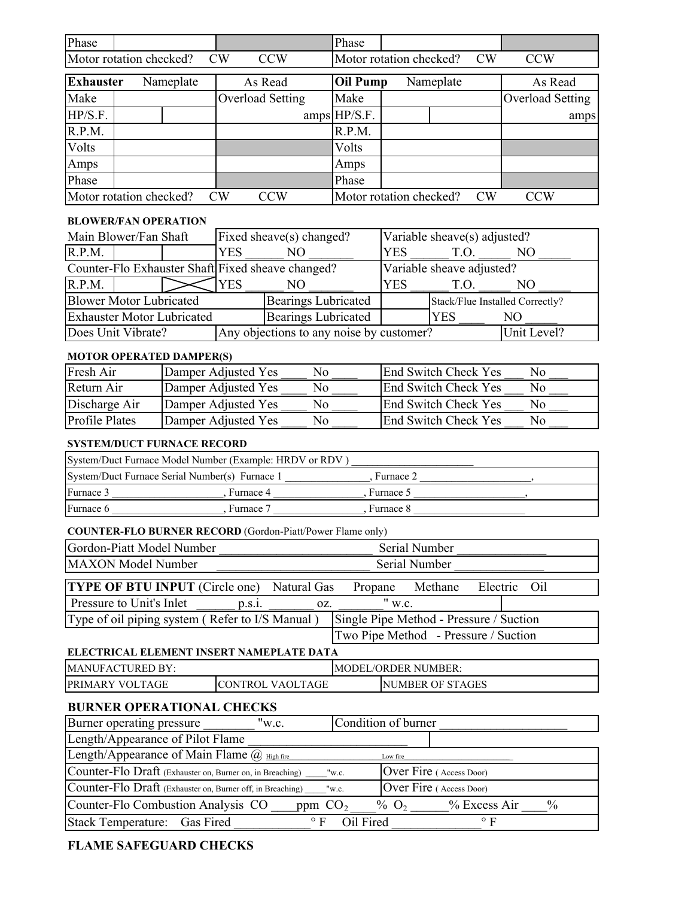| Phase | | | Phase | | |
|---|---|---|---|---|---|
| Motor rotation checked? CW CCW | | | Motor rotation checked? CW CCW | | |

| **Exhauster** Nameplate | | As Read | **Oil Pump** Nameplate | | As Read |
|---|---|---|---|---|---|
| Make | | Overload Setting | Make | | Overload Setting |
| HP/S.F. | | amps | HP/S.F. | | amps |
| R.P.M. | | | R.P.M. | | |
| Volts | | | Volts | | |
| Amps | | | Amps | | |
| Phase | | | Phase | | |
| Motor rotation checked? CW CCW | | | Motor rotation checked? CW CCW | | |

**BLOWER/FAN OPERATION**

| Main Blower/Fan Shaft | Fixed sheave(s) changed? | Variable sheave(s) adjusted? |
|---|---|---|
| R.P.M. | YES ______ NO _______ | YES ______ T.O. _____ NO _____ |
| Counter-Flo Exhauster Shaft | Fixed sheave changed? | Variable sheave adjusted? |
| R.P.M. | YES ______ NO _______ | YES ______ T.O. _____ NO _____ |
| Blower Motor Lubricated | Bearings Lubricated | Stack/Flue Installed Correctly? |
| Exhauster Motor Lubricated | Bearings Lubricated | YES ____ NO _____ |
| Does Unit Vibrate? | Any objections to any noise by customer? | Unit Level? |

**MOTOR OPERATED DAMPER(S)**

| | | |
|---|---|---|
| Fresh Air | Damper Adjusted Yes ____ No ____ | End Switch Check Yes ___ No ___ |
| Return Air | Damper Adjusted Yes ____ No ____ | End Switch Check Yes ___ No ___ |
| Discharge Air | Damper Adjusted Yes ____ No ____ | End Switch Check Yes ___ No ___ |
| Profile Plates | Damper Adjusted Yes ____ No ____ | End Switch Check Yes ___ No ___ |

**SYSTEM/DUCT FURNACE RECORD**

System/Duct Furnace Model Number (Example: HRDV or RDV ) ______________________

System/Duct Furnace Serial Number(s) Furnace 1 ________________, Furnace 2 ____________________,

Furnace 3 ____________________, Furnace 4 ________________, Furnace 5 ____________________,

Furnace 6 ____________________, Furnace 7 ________________, Furnace 8 ____________________

**COUNTER-FLO BURNER RECORD** (Gordon-Piatt/Power Flame only)

Gordon-Piatt Model Number ________________________ Serial Number ______________

MAXON Model Number ________________________ Serial Number ______________

**TYPE OF BTU INPUT** (Circle one) Natural Gas Propane Methane Electric Oil

Pressure to Unit's Inlet ______ p.s.i. _______ oz. _______" w.c.

| Type of oil piping system ( Refer to I/S Manual ) | Single Pipe Method - Pressure / Suction |
|---|---|
| | Two Pipe Method - Pressure / Suction |

**ELECTRICAL ELEMENT INSERT NAMEPLATE DATA**

| MANUFACTURED BY: | | MODEL/ORDER NUMBER: |
|---|---|---|
| PRIMARY VOLTAGE | CONTROL VAOLTAGE | NUMBER OF STAGES |

## BURNER OPERATIONAL CHECKS

| | |
|---|---|
| Burner operating pressure ________ "w.c. | Condition of burner ____________________ |
| Length/Appearance of Pilot Flame ____________________________ | |
| Length/Appearance of Main Flame @ High fire ____________ | Low fire ____________ |
| Counter-Flo Draft (Exhauster on, Burner on, in Breaching) _____"w.c. | Over Fire ( Access Door) |
| Counter-Flo Draft (Exhauster on, Burner off, in Breaching) _____"w.c. | Over Fire ( Access Door) |
| Counter-Flo Combustion Analysis CO ____ppm $CO_2$ ____% $O_2$ ______% Excess Air ____% | |
| Stack Temperature: Gas Fired ____________ ° F Oil Fired ______________ ° F | |

## FLAME SAFEGUARD CHECKS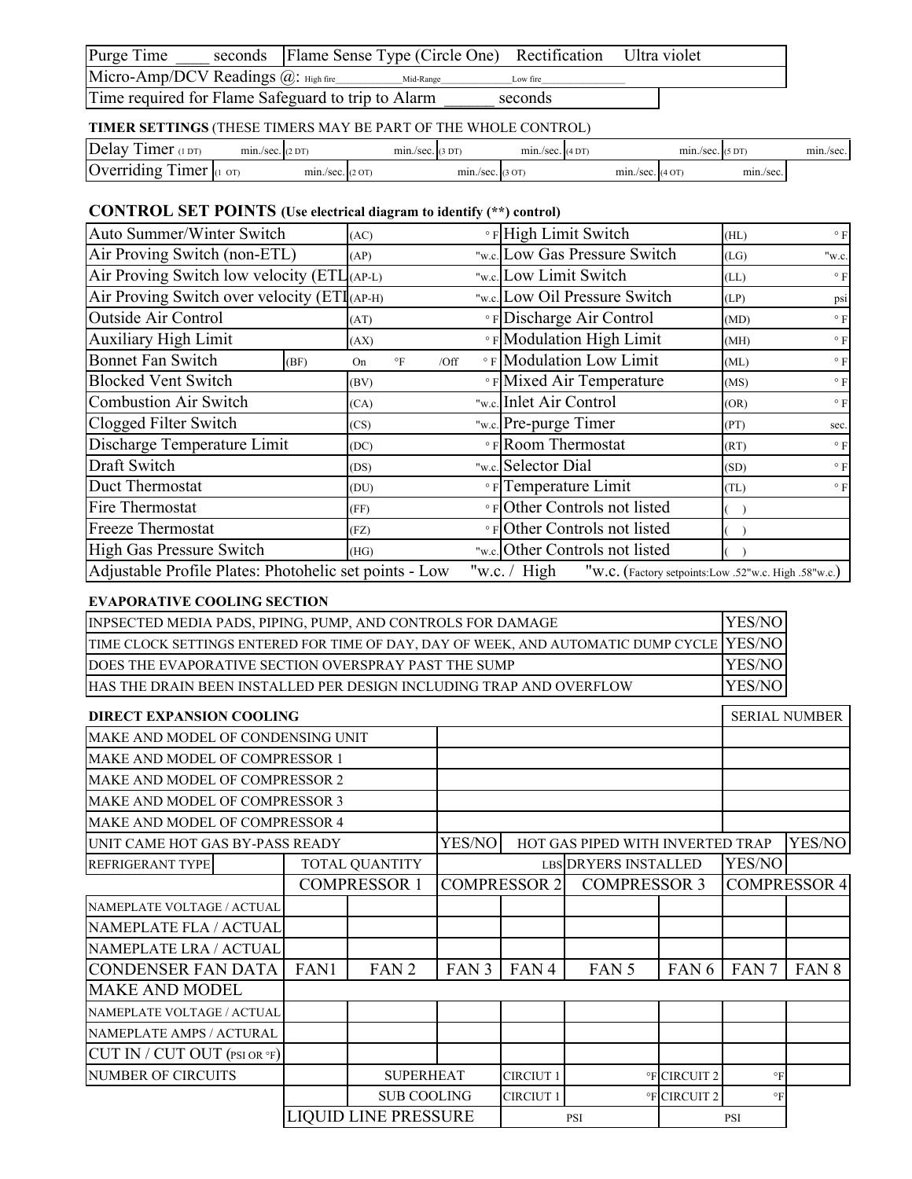| Purge Time ____ seconds | Flame Sense Type (Circle One) Rectification Ultra violet |
|---|---|
| Micro-Amp/DCV Readings @: High fire____________ Mid-Range______________ Low fire________________ | |
| Time required for Flame Safeguard to trip to Alarm ______ seconds | |

**TIMER SETTINGS** (THESE TIMERS MAY BE PART OF THE WHOLE CONTROL)

| Delay Timer (1 DT) min./sec. | (2 DT) min./sec. | (3 DT) min./sec. | (4 DT) min./sec. | (5 DT) min./sec. |
|---|---|---|---|---|
| Overriding Timer (1 OT) min./sec. | (2 OT) min./sec. | (3 OT) min./sec. | (4 OT) min./sec. | |

## CONTROL SET POINTS (Use electrical diagram to identify (**) control)

| Control | | Setting | Control | | Setting |
|---|---|---|---|---|---|
| Auto Summer/Winter Switch | (AC) | ° F | High Limit Switch | (HL) | ° F |
| Air Proving Switch (non-ETL) | (AP) | "w.c. | Low Gas Pressure Switch | (LG) | "w.c. |
| Air Proving Switch low velocity (ETL | (AP-L) | "w.c. | Low Limit Switch | (LL) | ° F |
| Air Proving Switch over velocity (ETL | (AP-H) | "w.c. | Low Oil Pressure Switch | (LP) | psi |
| Outside Air Control | (AT) | ° F | Discharge Air Control | (MD) | ° F |
| Auxiliary High Limit | (AX) | ° F | Modulation High Limit | (MH) | ° F |
| Bonnet Fan Switch | (BF) | On °F /Off ° F | Modulation Low Limit | (ML) | ° F |
| Blocked Vent Switch | (BV) | ° F | Mixed Air Temperature | (MS) | ° F |
| Combustion Air Switch | (CA) | "w.c. | Inlet Air Control | (OR) | ° F |
| Clogged Filter Switch | (CS) | "w.c. | Pre-purge Timer | (PT) | sec. |
| Discharge Temperature Limit | (DC) | ° F | Room Thermostat | (RT) | ° F |
| Draft Switch | (DS) | "w.c. | Selector Dial | (SD) | ° F |
| Duct Thermostat | (DU) | ° F | Temperature Limit | (TL) | ° F |
| Fire Thermostat | (FF) | ° F | Other Controls not listed | ( ) | |
| Freeze Thermostat | (FZ) | ° F | Other Controls not listed | ( ) | |
| High Gas Pressure Switch | (HG) | "w.c. | Other Controls not listed | ( ) | |
| Adjustable Profile Plates: Photohelic set points - Low "w.c. / High "w.c. (Factory setpoints:Low .52"w.c. High .58"w.c.) | | | | | |

**EVAPORATIVE COOLING SECTION**

| | |
|---|---|
| INPSECTED MEDIA PADS, PIPING, PUMP, AND CONTROLS FOR DAMAGE | YES/NO |
| TIME CLOCK SETTINGS ENTERED FOR TIME OF DAY, DAY OF WEEK, AND AUTOMATIC DUMP CYCLE | YES/NO |
| DOES THE EVAPORATIVE SECTION OVERSPRAY PAST THE SUMP | YES/NO |
| HAS THE DRAIN BEEN INSTALLED PER DESIGN INCLUDING TRAP AND OVERFLOW | YES/NO |

**DIRECT EXPANSION COOLING**

| | | SERIAL NUMBER |
|---|---|---|
| MAKE AND MODEL OF CONDENSING UNIT | | |
| MAKE AND MODEL OF COMPRESSOR 1 | | |
| MAKE AND MODEL OF COMPRESSOR 2 | | |
| MAKE AND MODEL OF COMPRESSOR 3 | | |
| MAKE AND MODEL OF COMPRESSOR 4 | | |

| UNIT CAME HOT GAS BY-PASS READY | YES/NO | HOT GAS PIPED WITH INVERTED TRAP | YES/NO |
|---|---|---|---|
| REFRIGERANT TYPE | TOTAL QUANTITY LBS | DRYERS INSTALLED | YES/NO |

| | COMPRESSOR 1 | | COMPRESSOR 2 | | COMPRESSOR 3 | | COMPRESSOR 4 | |
|---|---|---|---|---|---|---|---|---|
| NAMEPLATE VOLTAGE / ACTUAL | | | | | | | | |
| NAMEPLATE FLA / ACTUAL | | | | | | | | |
| NAMEPLATE LRA / ACTUAL | | | | | | | | |
| CONDENSER FAN DATA | FAN1 | FAN 2 | FAN 3 | FAN 4 | FAN 5 | FAN 6 | FAN 7 | FAN 8 |
| MAKE AND MODEL | | | | | | | | |
| NAMEPLATE VOLTAGE / ACTUAL | | | | | | | | |
| NAMEPLATE AMPS / ACTURAL | | | | | | | | |
| CUT IN / CUT OUT (PSI OR °F) | | | | | | | | |
| NUMBER OF CIRCUITS | | SUPERHEAT | | CIRCIUT 1 | °F | CIRCUIT 2 | °F | |
| | | SUB COOLING | | CIRCIUT 1 | °F | CIRCUIT 2 | °F | |
| | LIQUID LINE PRESSURE | | | PSI | | PSI | | |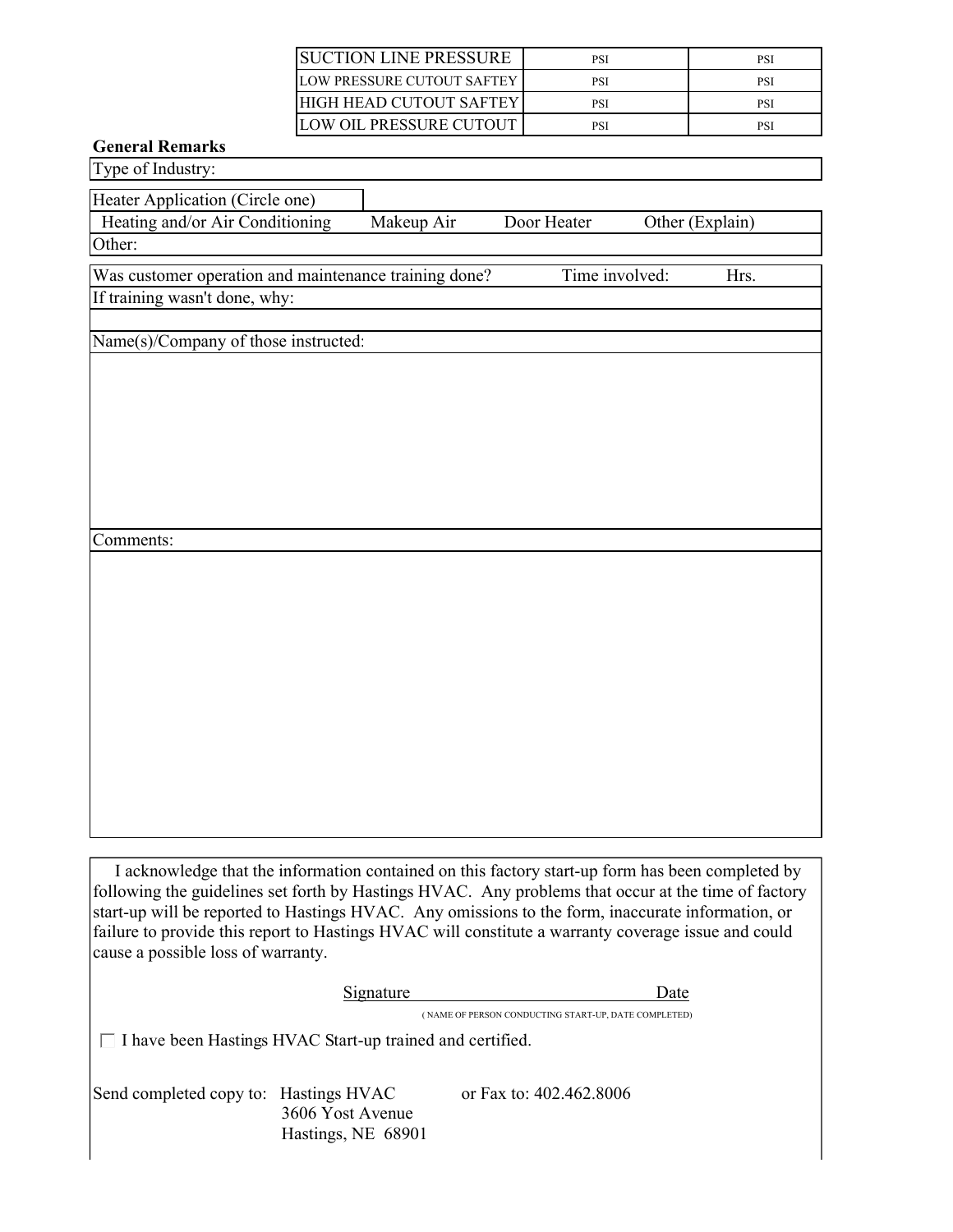| SUCTION LINE PRESSURE | PSI | PSI |
|---|---|---|
| LOW PRESSURE CUTOUT SAFTEY | PSI | PSI |
| HIGH HEAD CUTOUT SAFTEY | PSI | PSI |
| LOW OIL PRESSURE CUTOUT | PSI | PSI |

**General Remarks**

Type of Industry:

Heater Application (Circle one)

Heating and/or Air Conditioning    Makeup Air    Door Heater    Other (Explain)

Other:

Was customer operation and maintenance training done?    Time involved:    Hrs.

If training wasn't done, why:

Name(s)/Company of those instructed:

Comments:

I acknowledge that the information contained on this factory start-up form has been completed by following the guidelines set forth by Hastings HVAC. Any problems that occur at the time of factory start-up will be reported to Hastings HVAC. Any omissions to the form, inaccurate information, or failure to provide this report to Hastings HVAC will constitute a warranty coverage issue and could cause a possible loss of warranty.

Signature ______________________________ Date

( NAME OF PERSON CONDUCTING START-UP, DATE COMPLETED)

☐ I have been Hastings HVAC Start-up trained and certified.

Send completed copy to: Hastings HVAC
3606 Yost Avenue
Hastings, NE 68901

or Fax to: 402.462.8006